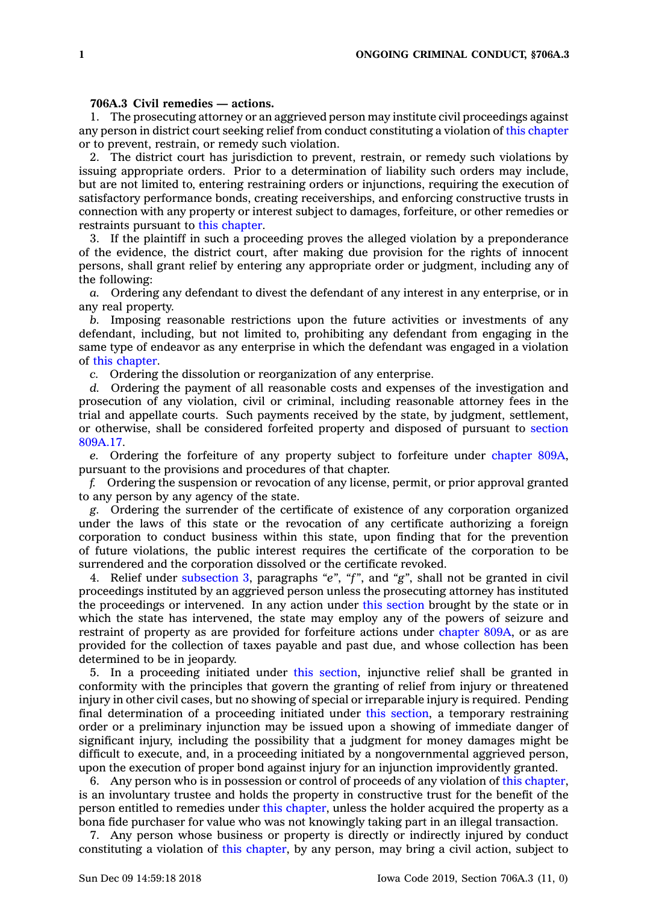**706A.3 Civil remedies — actions.**

1. The prosecuting attorney or an aggrieved person may institute civil proceedings against any person in district court seeking relief from conduct constituting a violation of this chapter or to prevent, restrain, or remedy such violation.

2. The district court has jurisdiction to prevent, restrain, or remedy such violations by issuing appropriate orders. Prior to a determination of liability such orders may include, but are not limited to, entering restraining orders or injunctions, requiring the execution of satisfactory performance bonds, creating receiverships, and enforcing constructive trusts in connection with any property or interest subject to damages, forfeiture, or other remedies or restraints pursuant to this chapter.

3. If the plaintiff in such a proceeding proves the alleged violation by a preponderance of the evidence, the district court, after making due provision for the rights of innocent persons, shall grant relief by entering any appropriate order or judgment, including any of the following:

*a.* Ordering any defendant to divest the defendant of any interest in any enterprise, or in any real property.

*b.* Imposing reasonable restrictions upon the future activities or investments of any defendant, including, but not limited to, prohibiting any defendant from engaging in the same type of endeavor as any enterprise in which the defendant was engaged in a violation of this chapter.

*c.* Ordering the dissolution or reorganization of any enterprise.

*d.* Ordering the payment of all reasonable costs and expenses of the investigation and prosecution of any violation, civil or criminal, including reasonable attorney fees in the trial and appellate courts. Such payments received by the state, by judgment, settlement, or otherwise, shall be considered forfeited property and disposed of pursuant to section 809A.17.

*e.* Ordering the forfeiture of any property subject to forfeiture under chapter 809A, pursuant to the provisions and procedures of that chapter.

*f.* Ordering the suspension or revocation of any license, permit, or prior approval granted to any person by any agency of the state.

*g.* Ordering the surrender of the certificate of existence of any corporation organized under the laws of this state or the revocation of any certificate authorizing a foreign corporation to conduct business within this state, upon finding that for the prevention of future violations, the public interest requires the certificate of the corporation to be surrendered and the corporation dissolved or the certificate revoked.

4. Relief under subsection 3, paragraphs "*e*", "*f*", and "*g*", shall not be granted in civil proceedings instituted by an aggrieved person unless the prosecuting attorney has instituted the proceedings or intervened. In any action under this section brought by the state or in which the state has intervened, the state may employ any of the powers of seizure and restraint of property as are provided for forfeiture actions under chapter 809A, or as are provided for the collection of taxes payable and past due, and whose collection has been determined to be in jeopardy.

5. In a proceeding initiated under this section, injunctive relief shall be granted in conformity with the principles that govern the granting of relief from injury or threatened injury in other civil cases, but no showing of special or irreparable injury is required. Pending final determination of a proceeding initiated under this section, a temporary restraining order or a preliminary injunction may be issued upon a showing of immediate danger of significant injury, including the possibility that a judgment for money damages might be difficult to execute, and, in a proceeding initiated by a nongovernmental aggrieved person, upon the execution of proper bond against injury for an injunction improvidently granted.

6. Any person who is in possession or control of proceeds of any violation of this chapter, is an involuntary trustee and holds the property in constructive trust for the benefit of the person entitled to remedies under this chapter, unless the holder acquired the property as a bona fide purchaser for value who was not knowingly taking part in an illegal transaction.

7. Any person whose business or property is directly or indirectly injured by conduct constituting a violation of this chapter, by any person, may bring a civil action, subject to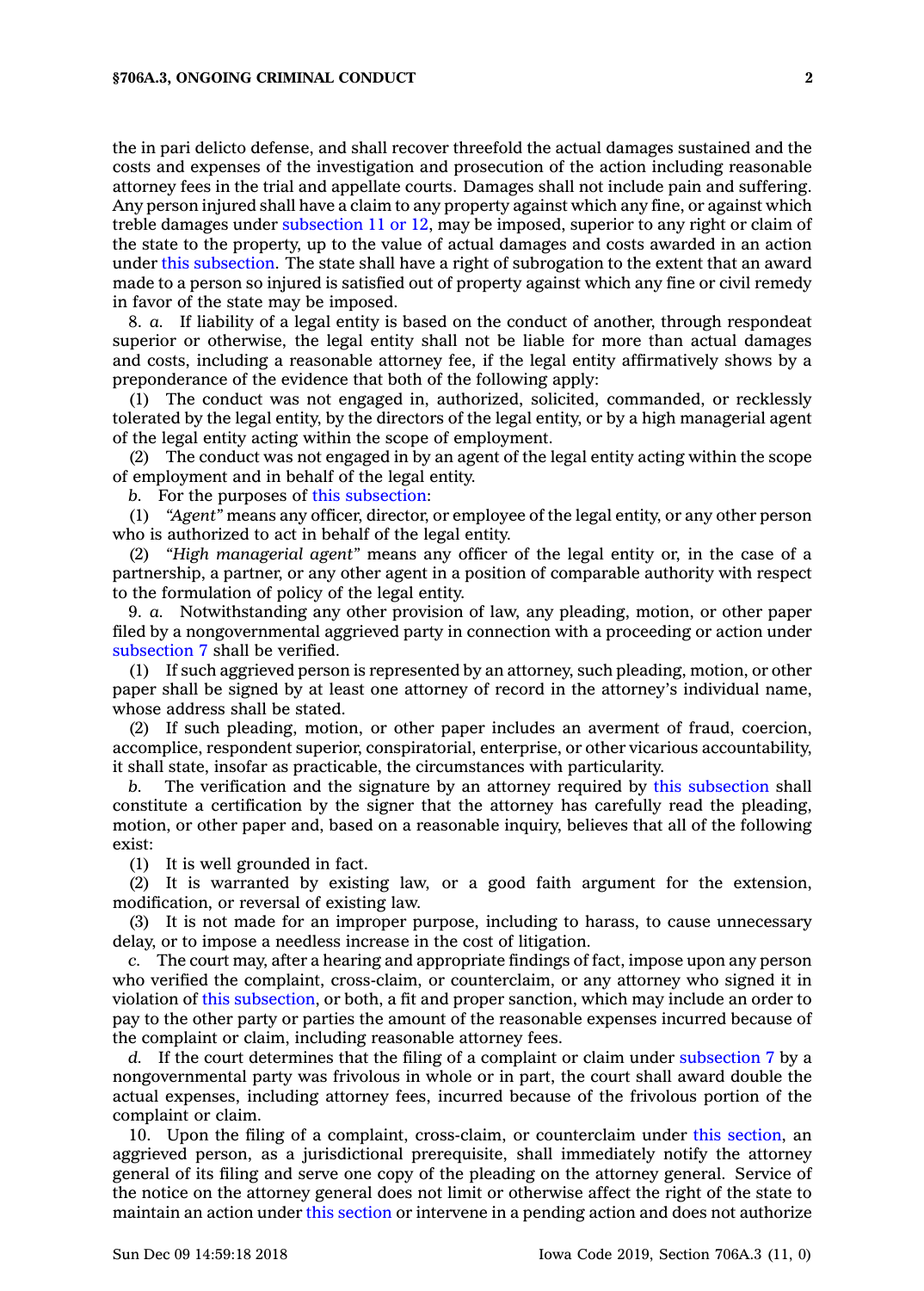the in pari delicto defense, and shall recover threefold the actual damages sustained and the costs and expenses of the investigation and prosecution of the action including reasonable attorney fees in the trial and appellate courts. Damages shall not include pain and suffering. Any person injured shall have a claim to any property against which any fine, or against which treble damages under subsection 11 or 12, may be imposed, superior to any right or claim of the state to the property, up to the value of actual damages and costs awarded in an action under this subsection. The state shall have a right of subrogation to the extent that an award made to a person so injured is satisfied out of property against which any fine or civil remedy in favor of the state may be imposed.

8. *a.* If liability of a legal entity is based on the conduct of another, through respondeat superior or otherwise, the legal entity shall not be liable for more than actual damages and costs, including a reasonable attorney fee, if the legal entity affirmatively shows by a preponderance of the evidence that both of the following apply:

(1) The conduct was not engaged in, authorized, solicited, commanded, or recklessly tolerated by the legal entity, by the directors of the legal entity, or by a high managerial agent of the legal entity acting within the scope of employment.

(2) The conduct was not engaged in by an agent of the legal entity acting within the scope of employment and in behalf of the legal entity.

*b.* For the purposes of this subsection:

(1) *"Agent"* means any officer, director, or employee of the legal entity, or any other person who is authorized to act in behalf of the legal entity.

(2) *"High managerial agent"* means any officer of the legal entity or, in the case of a partnership, a partner, or any other agent in a position of comparable authority with respect to the formulation of policy of the legal entity.

9. *a.* Notwithstanding any other provision of law, any pleading, motion, or other paper filed by a nongovernmental aggrieved party in connection with a proceeding or action under subsection 7 shall be verified.

(1) If such aggrieved person is represented by an attorney, such pleading, motion, or other paper shall be signed by at least one attorney of record in the attorney's individual name, whose address shall be stated.

(2) If such pleading, motion, or other paper includes an averment of fraud, coercion, accomplice, respondent superior, conspiratorial, enterprise, or other vicarious accountability, it shall state, insofar as practicable, the circumstances with particularity.

*b.* The verification and the signature by an attorney required by this subsection shall constitute a certification by the signer that the attorney has carefully read the pleading, motion, or other paper and, based on a reasonable inquiry, believes that all of the following exist:

(1) It is well grounded in fact.

(2) It is warranted by existing law, or a good faith argument for the extension, modification, or reversal of existing law.

(3) It is not made for an improper purpose, including to harass, to cause unnecessary delay, or to impose a needless increase in the cost of litigation.

*c.* The court may, after a hearing and appropriate findings of fact, impose upon any person who verified the complaint, cross-claim, or counterclaim, or any attorney who signed it in violation of this subsection, or both, a fit and proper sanction, which may include an order to pay to the other party or parties the amount of the reasonable expenses incurred because of the complaint or claim, including reasonable attorney fees.

*d.* If the court determines that the filing of a complaint or claim under subsection 7 by a nongovernmental party was frivolous in whole or in part, the court shall award double the actual expenses, including attorney fees, incurred because of the frivolous portion of the complaint or claim.

10. Upon the filing of a complaint, cross-claim, or counterclaim under this section, an aggrieved person, as a jurisdictional prerequisite, shall immediately notify the attorney general of its filing and serve one copy of the pleading on the attorney general. Service of the notice on the attorney general does not limit or otherwise affect the right of the state to maintain an action under this section or intervene in a pending action and does not authorize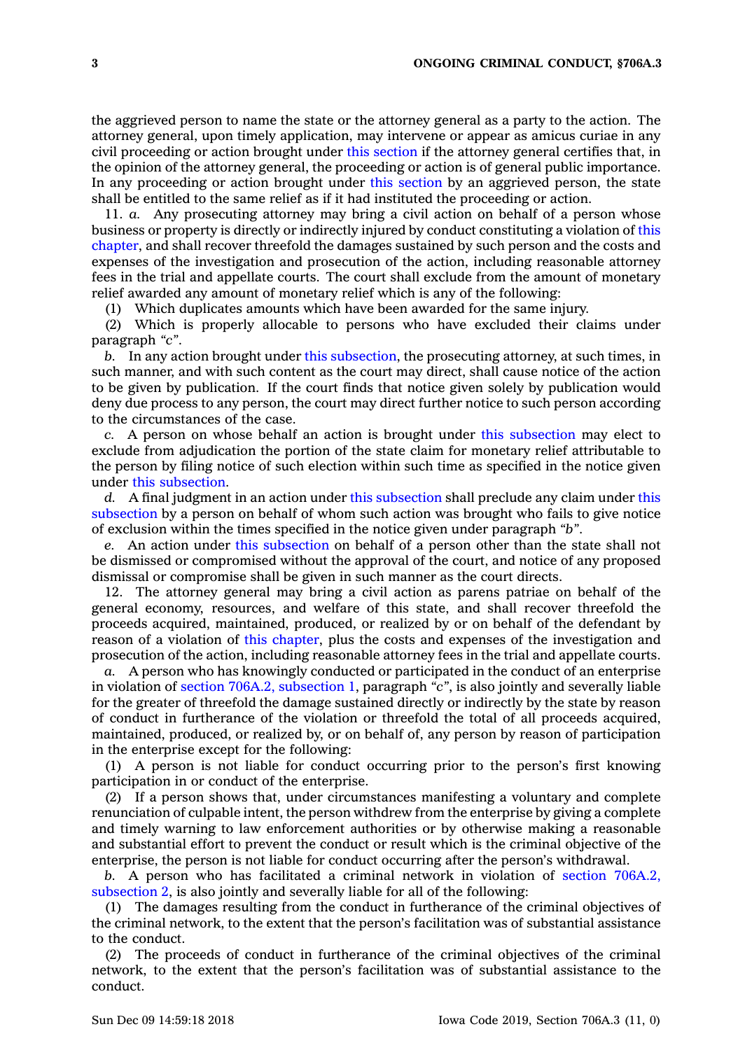the aggrieved person to name the state or the attorney general as a party to the action. The attorney general, upon timely application, may intervene or appear as amicus curiae in any civil proceeding or action brought under this section if the attorney general certifies that, in the opinion of the attorney general, the proceeding or action is of general public importance. In any proceeding or action brought under this section by an aggrieved person, the state shall be entitled to the same relief as if it had instituted the proceeding or action.

11. *a.* Any prosecuting attorney may bring a civil action on behalf of a person whose business or property is directly or indirectly injured by conduct constituting a violation of this chapter, and shall recover threefold the damages sustained by such person and the costs and expenses of the investigation and prosecution of the action, including reasonable attorney fees in the trial and appellate courts. The court shall exclude from the amount of monetary relief awarded any amount of monetary relief which is any of the following:

(1) Which duplicates amounts which have been awarded for the same injury.

(2) Which is properly allocable to persons who have excluded their claims under paragraph *"c"*.

*b.* In any action brought under this subsection, the prosecuting attorney, at such times, in such manner, and with such content as the court may direct, shall cause notice of the action to be given by publication. If the court finds that notice given solely by publication would deny due process to any person, the court may direct further notice to such person according to the circumstances of the case.

*c.* A person on whose behalf an action is brought under this subsection may elect to exclude from adjudication the portion of the state claim for monetary relief attributable to the person by filing notice of such election within such time as specified in the notice given under this subsection.

*d.* A final judgment in an action under this subsection shall preclude any claim under this subsection by a person on behalf of whom such action was brought who fails to give notice of exclusion within the times specified in the notice given under paragraph *"b"*.

*e.* An action under this subsection on behalf of a person other than the state shall not be dismissed or compromised without the approval of the court, and notice of any proposed dismissal or compromise shall be given in such manner as the court directs.

12. The attorney general may bring a civil action as parens patriae on behalf of the general economy, resources, and welfare of this state, and shall recover threefold the proceeds acquired, maintained, produced, or realized by or on behalf of the defendant by reason of a violation of this chapter, plus the costs and expenses of the investigation and prosecution of the action, including reasonable attorney fees in the trial and appellate courts.

*a.* A person who has knowingly conducted or participated in the conduct of an enterprise in violation of section 706A.2, subsection 1, paragraph *"c"*, is also jointly and severally liable for the greater of threefold the damage sustained directly or indirectly by the state by reason of conduct in furtherance of the violation or threefold the total of all proceeds acquired, maintained, produced, or realized by, or on behalf of, any person by reason of participation in the enterprise except for the following:

(1) A person is not liable for conduct occurring prior to the person's first knowing participation in or conduct of the enterprise.

(2) If a person shows that, under circumstances manifesting a voluntary and complete renunciation of culpable intent, the person withdrew from the enterprise by giving a complete and timely warning to law enforcement authorities or by otherwise making a reasonable and substantial effort to prevent the conduct or result which is the criminal objective of the enterprise, the person is not liable for conduct occurring after the person's withdrawal.

*b.* A person who has facilitated a criminal network in violation of section 706A.2, subsection 2, is also jointly and severally liable for all of the following:

(1) The damages resulting from the conduct in furtherance of the criminal objectives of the criminal network, to the extent that the person's facilitation was of substantial assistance to the conduct.

(2) The proceeds of conduct in furtherance of the criminal objectives of the criminal network, to the extent that the person's facilitation was of substantial assistance to the conduct.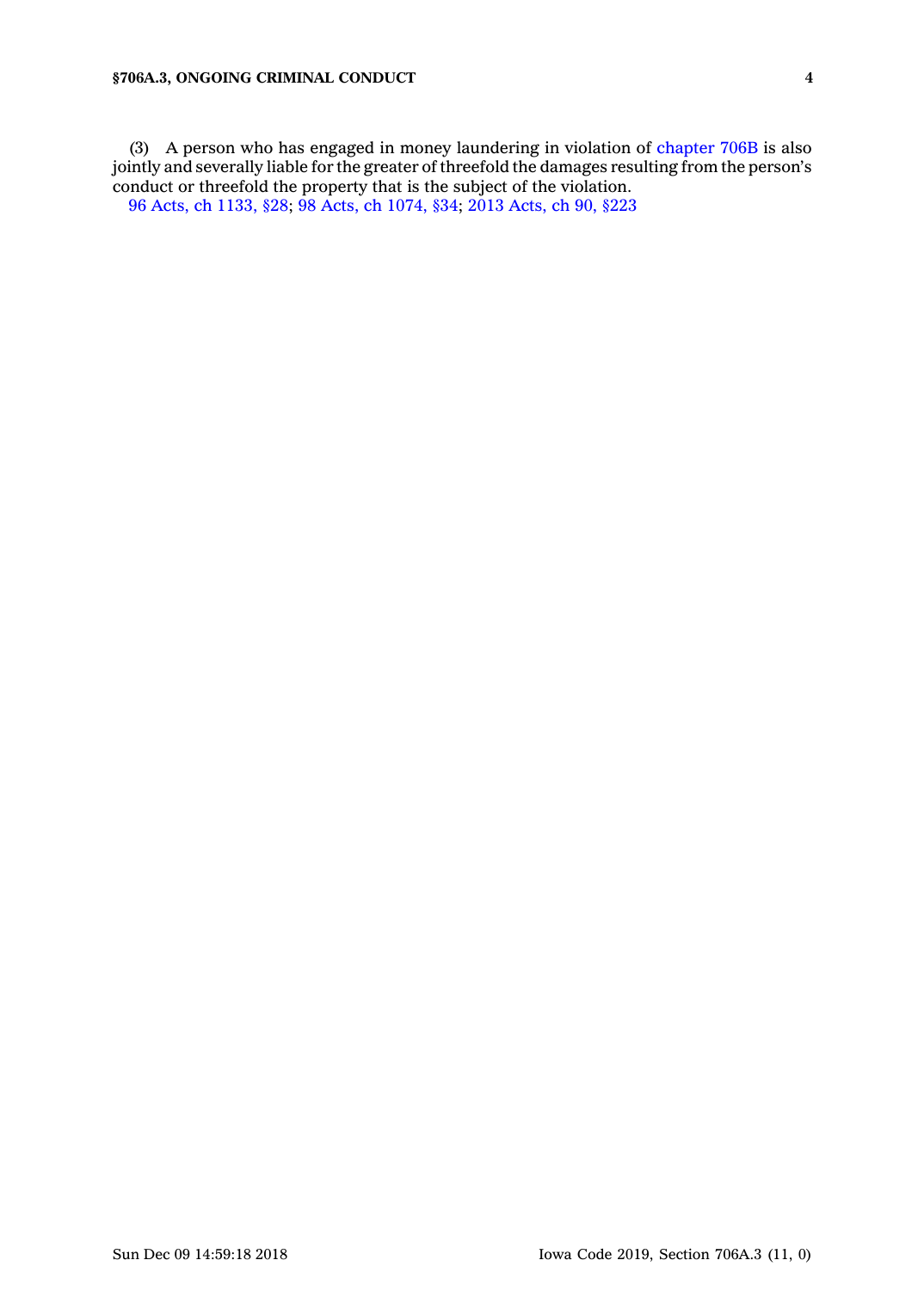(3) A person who has engaged in money laundering in violation of chapter 706B is also jointly and severally liable for the greater of threefold the damages resulting from the person's conduct or threefold the property that is the subject of the violation.

96 Acts, ch 1133, §28; 98 Acts, ch 1074, §34; 2013 Acts, ch 90, §223